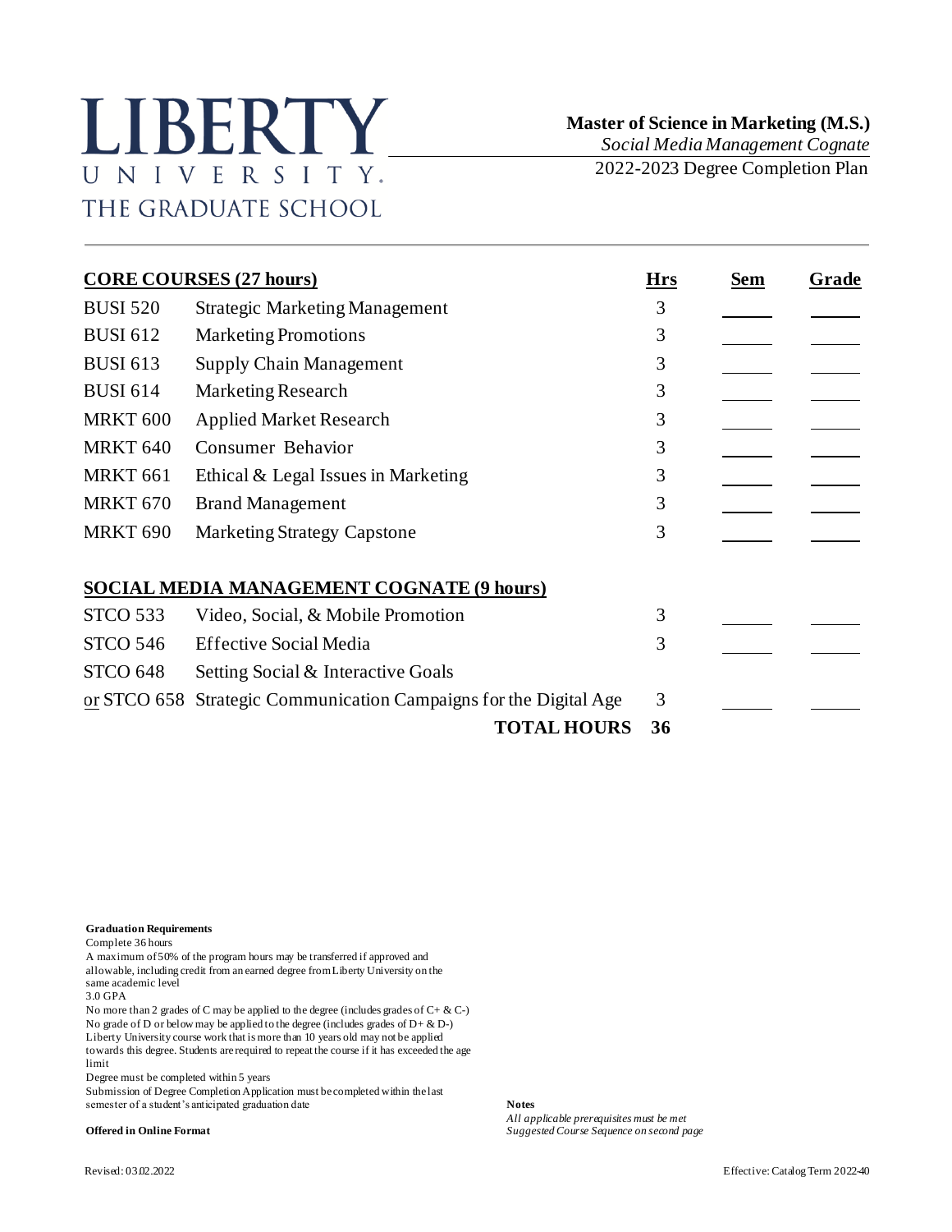# LIBERTY UNIVERSITY THE GRADUATE SCHOOL

**Master of Science in Marketing (M.S.)**
*Social Media Management Cognate*
2022-2023 Degree Completion Plan

| **CORE COURSES (27 hours)** | | **Hrs** | **Sem** | **Grade** |
|---|---|---|---|---|
| BUSI 520 | Strategic Marketing Management | 3 | | |
| BUSI 612 | Marketing Promotions | 3 | | |
| BUSI 613 | Supply Chain Management | 3 | | |
| BUSI 614 | Marketing Research | 3 | | |
| MRKT 600 | Applied Market Research | 3 | | |
| MRKT 640 | Consumer Behavior | 3 | | |
| MRKT 661 | Ethical & Legal Issues in Marketing | 3 | | |
| MRKT 670 | Brand Management | 3 | | |
| MRKT 690 | Marketing Strategy Capstone | 3 | | |
| **SOCIAL MEDIA MANAGEMENT COGNATE (9 hours)** | | | | |
| STCO 533 | Video, Social, & Mobile Promotion | 3 | | |
| STCO 546 | Effective Social Media | 3 | | |
| STCO 648 | Setting Social & Interactive Goals | | | |
| or STCO 658 | Strategic Communication Campaigns for the Digital Age | 3 | | |
| | **TOTAL HOURS** | **36** | | |

**Graduation Requirements**
Complete 36 hours
A maximum of 50% of the program hours may be transferred if approved and allowable, including credit from an earned degree from Liberty University on the same academic level
3.0 GPA
No more than 2 grades of C may be applied to the degree (includes grades of C+ & C-)
No grade of D or below may be applied to the degree (includes grades of D+ & D-)
Liberty University course work that is more than 10 years old may not be applied towards this degree. Students are required to repeat the course if it has exceeded the age limit
Degree must be completed within 5 years
Submission of Degree Completion Application must be completed within the last semester of a student's anticipated graduation date

**Offered in Online Format**

**Notes**
*All applicable prerequisites must be met*
*Suggested Course Sequence on second page*

Revised: 03.02.2022

Effective: Catalog Term 2022-40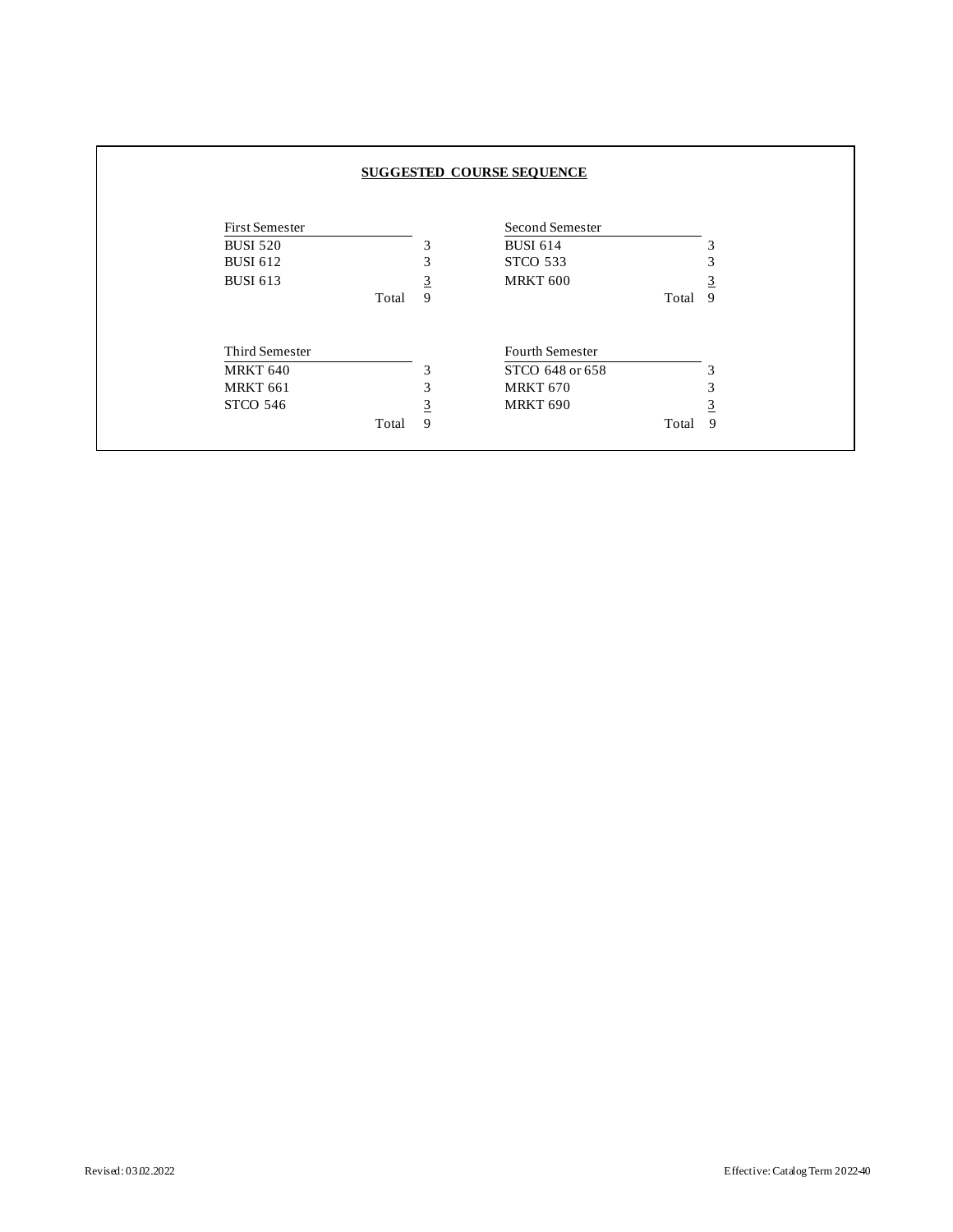## SUGGESTED COURSE SEQUENCE

| First Semester | | Second Semester | |
|---|---|---|---|
| BUSI 520 | 3 | BUSI 614 | 3 |
| BUSI 612 | 3 | STCO 533 | 3 |
| BUSI 613 | 3 | MRKT 600 | 3 |
| Total | 9 | Total | 9 |

| Third Semester | | Fourth Semester | |
|---|---|---|---|
| MRKT 640 | 3 | STCO 648 or 658 | 3 |
| MRKT 661 | 3 | MRKT 670 | 3 |
| STCO 546 | 3 | MRKT 690 | 3 |
| Total | 9 | Total | 9 |

Revised: 03.02.2022

Effective: Catalog Term 2022-40